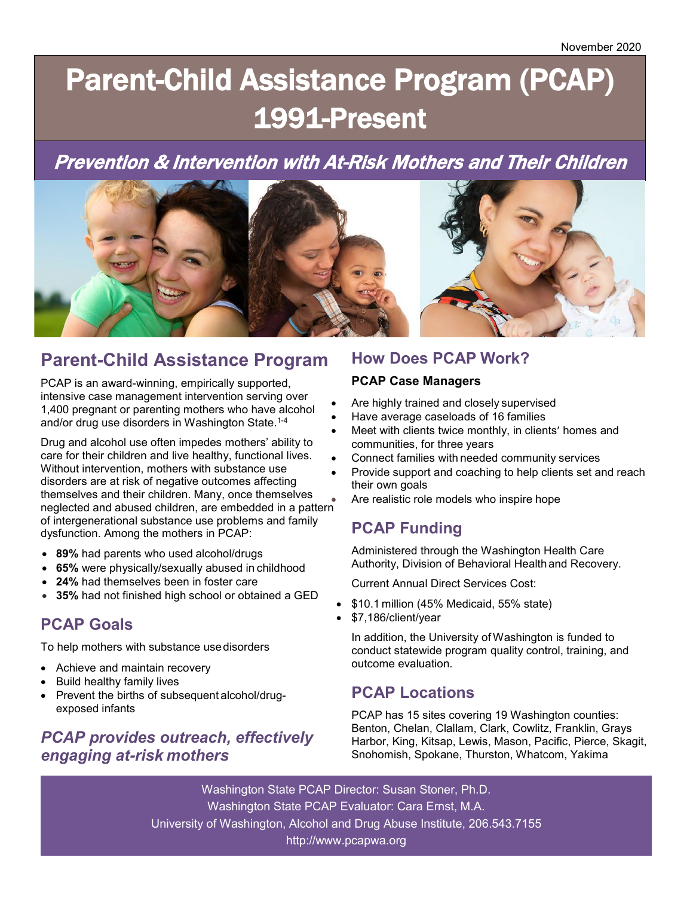November 2020

# Parent-Child Assistance Program (PCAP) 1991-Present

## *Prevention & Intervention with At-Risk Mothers and Their Children*

## Parent-Child Assistance Program

PCAP is an award-winning, empirically supported, intensive case management intervention serving over 1,400 pregnant or parenting mothers who have alcohol and/or drug use disorders in Washington State.[1-4]

Drug and alcohol use often impedes mothers' ability to care for their children and live healthy, functional lives. Without intervention, mothers with substance use disorders are at risk of negative outcomes affecting themselves and their children. Many, once themselves neglected and abused children, are embedded in a pattern of intergenerational substance use problems and family dysfunction. Among the mothers in PCAP:

- **89%** had parents who used alcohol/drugs
- **65%** were physically/sexually abused in childhood
- **24%** had themselves been in foster care
- **35%** had not finished high school or obtained a GED

## PCAP Goals

To help mothers with substance use disorders

- Achieve and maintain recovery
- Build healthy family lives
- Prevent the births of subsequent alcohol/drug-exposed infants

## *PCAP provides outreach, effectively engaging at-risk mothers*

## How Does PCAP Work?

**PCAP Case Managers**

- Are highly trained and closely supervised
- Have average caseloads of 16 families
- Meet with clients twice monthly, in clients' homes and communities, for three years
- Connect families with needed community services
- Provide support and coaching to help clients set and reach their own goals
- Are realistic role models who inspire hope

## PCAP Funding

Administered through the Washington Health Care Authority, Division of Behavioral Health and Recovery.

Current Annual Direct Services Cost:

- $10.1 million (45% Medicaid, 55% state)
- $7,186/client/year

In addition, the University of Washington is funded to conduct statewide program quality control, training, and outcome evaluation.

## PCAP Locations

PCAP has 15 sites covering 19 Washington counties: Benton, Chelan, Clallam, Clark, Cowlitz, Franklin, Grays Harbor, King, Kitsap, Lewis, Mason, Pacific, Pierce, Skagit, Snohomish, Spokane, Thurston, Whatcom, Yakima

Washington State PCAP Director: Susan Stoner, Ph.D.
Washington State PCAP Evaluator: Cara Ernst, M.A.
University of Washington, Alcohol and Drug Abuse Institute, 206.543.7155
http://www.pcapwa.org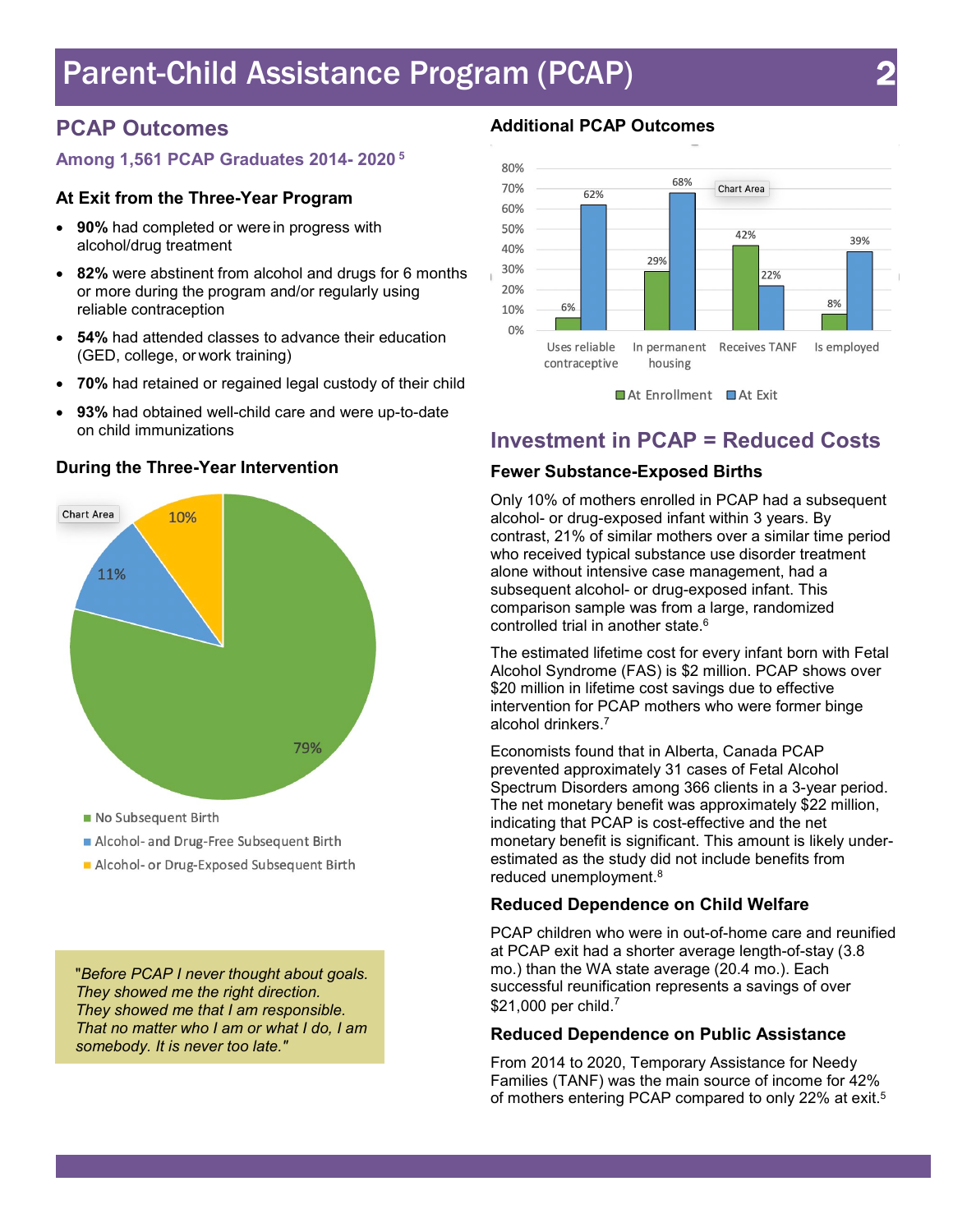# Parent-Child Assistance Program (PCAP)

## PCAP Outcomes

### Among 1,561 PCAP Graduates 2014- 2020 [5]

#### At Exit from the Three-Year Program

- **90%** had completed or were in progress with alcohol/drug treatment
- **82%** were abstinent from alcohol and drugs for 6 months or more during the program and/or regularly using reliable contraception
- **54%** had attended classes to advance their education (GED, college, or work training)
- **70%** had retained or regained legal custody of their child
- **93%** had obtained well-child care and were up-to-date on child immunizations

#### During the Three-Year Intervention

| Outcome | Percent |
| --- | --- |
| No Subsequent Birth | 79% |
| Alcohol- and Drug-Free Subsequent Birth | 11% |
| Alcohol- or Drug-Exposed Subsequent Birth | 10% |

*"Before PCAP I never thought about goals. They showed me the right direction. They showed me that I am responsible. That no matter who I am or what I do, I am somebody. It is never too late."*

#### Additional PCAP Outcomes

| | At Enrollment | At Exit |
| --- | --- | --- |
| Uses reliable contraceptive | 6% | 62% |
| In permanent housing | 29% | 68% |
| Receives TANF | 42% | 22% |
| Is employed | 8% | 39% |

## Investment in PCAP = Reduced Costs

### Fewer Substance-Exposed Births

Only 10% of mothers enrolled in PCAP had a subsequent alcohol- or drug-exposed infant within 3 years. By contrast, 21% of similar mothers over a similar time period who received typical substance use disorder treatment alone without intensive case management, had a subsequent alcohol- or drug-exposed infant. This comparison sample was from a large, randomized controlled trial in another state.[6]

The estimated lifetime cost for every infant born with Fetal Alcohol Syndrome (FAS) is $2 million. PCAP shows over $20 million in lifetime cost savings due to effective intervention for PCAP mothers who were former binge alcohol drinkers.[7]

Economists found that in Alberta, Canada PCAP prevented approximately 31 cases of Fetal Alcohol Spectrum Disorders among 366 clients in a 3-year period. The net monetary benefit was approximately $22 million, indicating that PCAP is cost-effective and the net monetary benefit is significant. This amount is likely under-estimated as the study did not include benefits from reduced unemployment.[8]

### Reduced Dependence on Child Welfare

PCAP children who were in out-of-home care and reunified at PCAP exit had a shorter average length-of-stay (3.8 mo.) than the WA state average (20.4 mo.). Each successful reunification represents a savings of over $21,000 per child.[7]

### Reduced Dependence on Public Assistance

From 2014 to 2020, Temporary Assistance for Needy Families (TANF) was the main source of income for 42% of mothers entering PCAP compared to only 22% at exit.[5]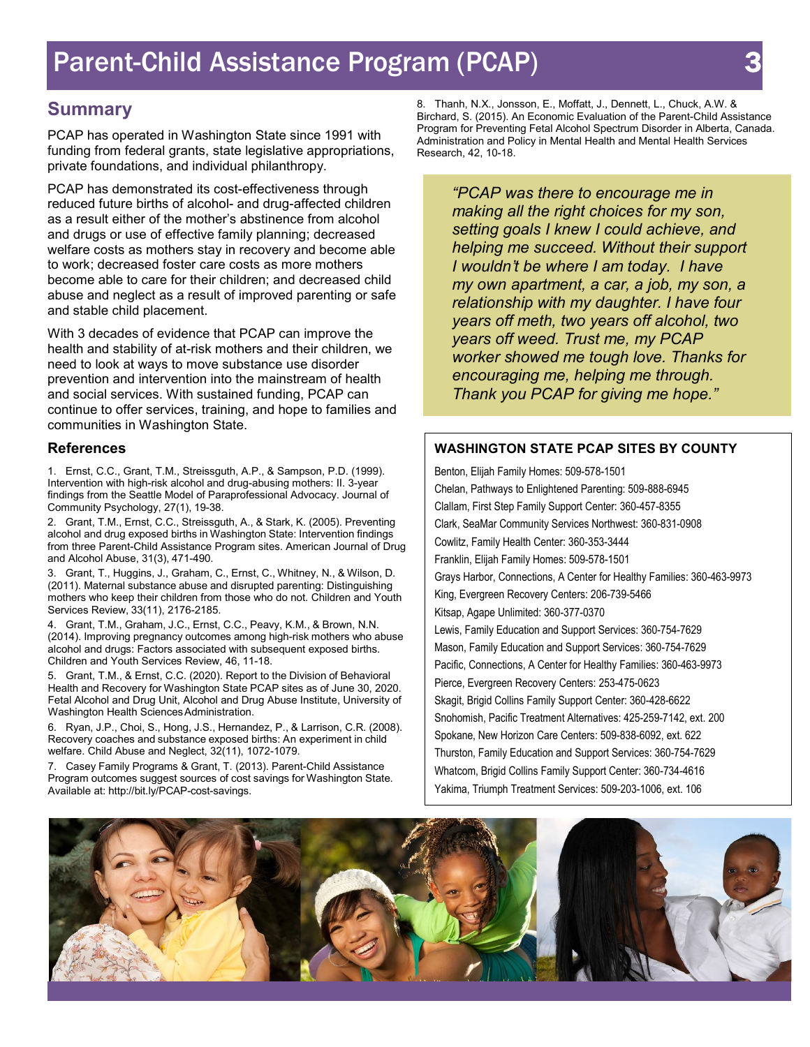# Parent-Child Assistance Program (PCAP)

## Summary

PCAP has operated in Washington State since 1991 with funding from federal grants, state legislative appropriations, private foundations, and individual philanthropy.

PCAP has demonstrated its cost-effectiveness through reduced future births of alcohol- and drug-affected children as a result either of the mother's abstinence from alcohol and drugs or use of effective family planning; decreased welfare costs as mothers stay in recovery and become able to work; decreased foster care costs as more mothers become able to care for their children; and decreased child abuse and neglect as a result of improved parenting or safe and stable child placement.

With 3 decades of evidence that PCAP can improve the health and stability of at-risk mothers and their children, we need to look at ways to move substance use disorder prevention and intervention into the mainstream of health and social services. With sustained funding, PCAP can continue to offer services, training, and hope to families and communities in Washington State.

### References

1. Ernst, C.C., Grant, T.M., Streissguth, A.P., & Sampson, P.D. (1999). Intervention with high-risk alcohol and drug-abusing mothers: II. 3-year findings from the Seattle Model of Paraprofessional Advocacy. Journal of Community Psychology, 27(1), 19-38.
2. Grant, T.M., Ernst, C.C., Streissguth, A., & Stark, K. (2005). Preventing alcohol and drug exposed births in Washington State: Intervention findings from three Parent-Child Assistance Program sites. American Journal of Drug and Alcohol Abuse, 31(3), 471-490.
3. Grant, T., Huggins, J., Graham, C., Ernst, C., Whitney, N., & Wilson, D. (2011). Maternal substance abuse and disrupted parenting: Distinguishing mothers who keep their children from those who do not. Children and Youth Services Review, 33(11), 2176-2185.
4. Grant, T.M., Graham, J.C., Ernst, C.C., Peavy, K.M., & Brown, N.N. (2014). Improving pregnancy outcomes among high-risk mothers who abuse alcohol and drugs: Factors associated with subsequent exposed births. Children and Youth Services Review, 46, 11-18.
5. Grant, T.M., & Ernst, C.C. (2020). Report to the Division of Behavioral Health and Recovery for Washington State PCAP sites as of June 30, 2020. Fetal Alcohol and Drug Unit, Alcohol and Drug Abuse Institute, University of Washington Health Sciences Administration.
6. Ryan, J.P., Choi, S., Hong, J.S., Hernandez, P., & Larrison, C.R. (2008). Recovery coaches and substance exposed births: An experiment in child welfare. Child Abuse and Neglect, 32(11), 1072-1079.
7. Casey Family Programs & Grant, T. (2013). Parent-Child Assistance Program outcomes suggest sources of cost savings for Washington State. Available at: http://bit.ly/PCAP-cost-savings.
8. Thanh, N.X., Jonsson, E., Moffatt, J., Dennett, L., Chuck, A.W. & Birchard, S. (2015). An Economic Evaluation of the Parent-Child Assistance Program for Preventing Fetal Alcohol Spectrum Disorder in Alberta, Canada. Administration and Policy in Mental Health and Mental Health Services Research, 42, 10-18.

*"PCAP was there to encourage me in making all the right choices for my son, setting goals I knew I could achieve, and helping me succeed. Without their support I wouldn't be where I am today. I have my own apartment, a car, a job, my son, a relationship with my daughter. I have four years off meth, two years off alcohol, two years off weed. Trust me, my PCAP worker showed me tough love. Thanks for encouraging me, helping me through. Thank you PCAP for giving me hope."*

### WASHINGTON STATE PCAP SITES BY COUNTY

Benton, Elijah Family Homes: 509-578-1501
Chelan, Pathways to Enlightened Parenting: 509-888-6945
Clallam, First Step Family Support Center: 360-457-8355
Clark, SeaMar Community Services Northwest: 360-831-0908
Cowlitz, Family Health Center: 360-353-3444
Franklin, Elijah Family Homes: 509-578-1501
Grays Harbor, Connections, A Center for Healthy Families: 360-463-9973
King, Evergreen Recovery Centers: 206-739-5466
Kitsap, Agape Unlimited: 360-377-0370
Lewis, Family Education and Support Services: 360-754-7629
Mason, Family Education and Support Services: 360-754-7629
Pacific, Connections, A Center for Healthy Families: 360-463-9973
Pierce, Evergreen Recovery Centers: 253-475-0623
Skagit, Brigid Collins Family Support Center: 360-428-6622
Snohomish, Pacific Treatment Alternatives: 425-259-7142, ext. 200
Spokane, New Horizon Care Centers: 509-838-6092, ext. 622
Thurston, Family Education and Support Services: 360-754-7629
Whatcom, Brigid Collins Family Support Center: 360-734-4616
Yakima, Triumph Treatment Services: 509-203-1006, ext. 106